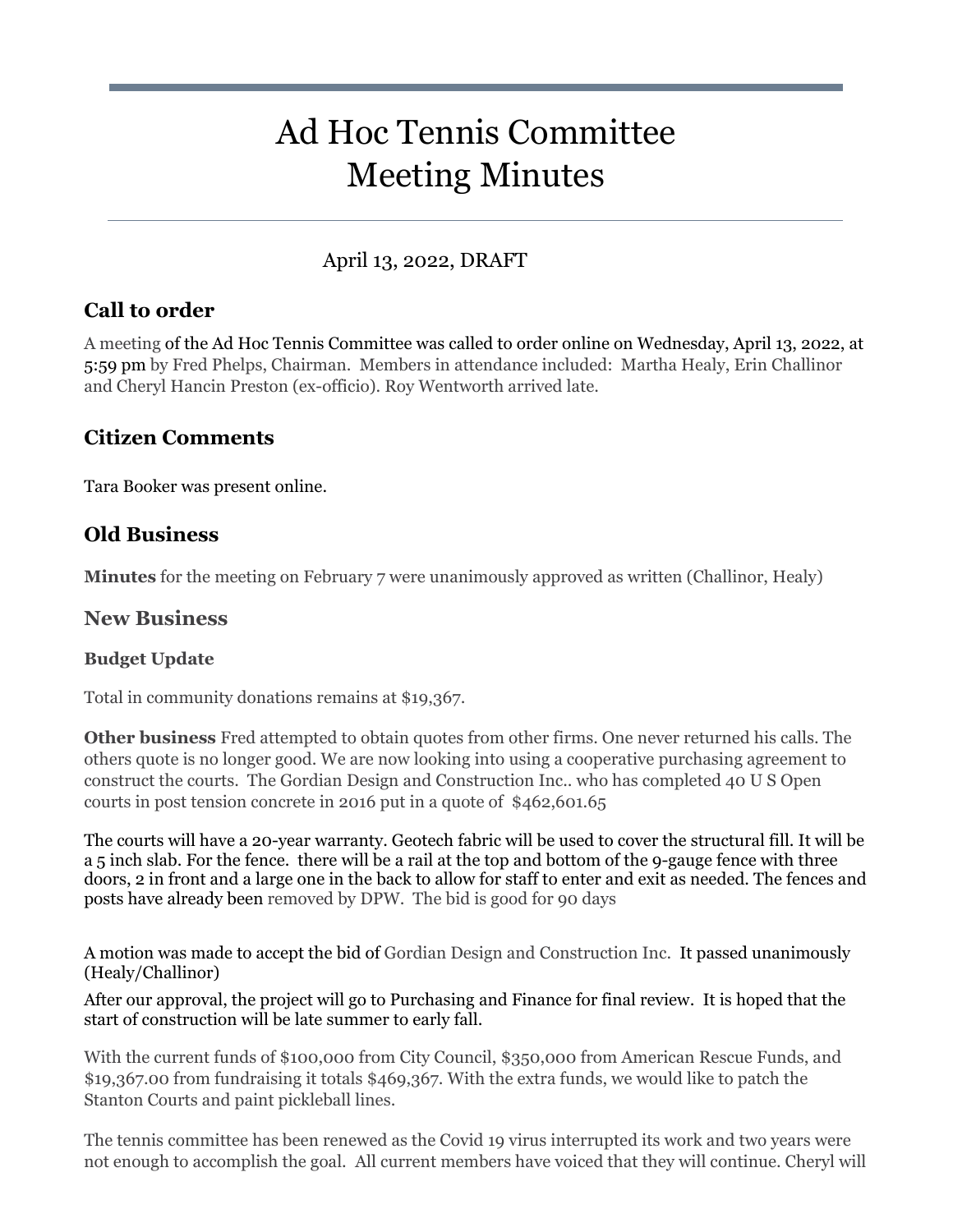# Ad Hoc Tennis Committee
# Meeting Minutes

April 13, 2022, DRAFT

## Call to order

A meeting of the Ad Hoc Tennis Committee was called to order online on Wednesday, April 13, 2022, at 5:59 pm by Fred Phelps, Chairman. Members in attendance included: Martha Healy, Erin Challinor and Cheryl Hancin Preston (ex-officio). Roy Wentworth arrived late.

## Citizen Comments

Tara Booker was present online.

## Old Business

**Minutes** for the meeting on February 7 were unanimously approved as written (Challinor, Healy)

## New Business

### Budget Update

Total in community donations remains at $19,367.

**Other business** Fred attempted to obtain quotes from other firms. One never returned his calls. The others quote is no longer good. We are now looking into using a cooperative purchasing agreement to construct the courts. The Gordian Design and Construction Inc.. who has completed 40 U S Open courts in post tension concrete in 2016 put in a quote of $462,601.65

The courts will have a 20-year warranty. Geotech fabric will be used to cover the structural fill. It will be a 5 inch slab. For the fence. there will be a rail at the top and bottom of the 9-gauge fence with three doors, 2 in front and a large one in the back to allow for staff to enter and exit as needed. The fences and posts have already been removed by DPW. The bid is good for 90 days

A motion was made to accept the bid of Gordian Design and Construction Inc. It passed unanimously (Healy/Challinor)

After our approval, the project will go to Purchasing and Finance for final review. It is hoped that the start of construction will be late summer to early fall.

With the current funds of $100,000 from City Council, $350,000 from American Rescue Funds, and $19,367.00 from fundraising it totals $469,367. With the extra funds, we would like to patch the Stanton Courts and paint pickleball lines.

The tennis committee has been renewed as the Covid 19 virus interrupted its work and two years were not enough to accomplish the goal. All current members have voiced that they will continue. Cheryl will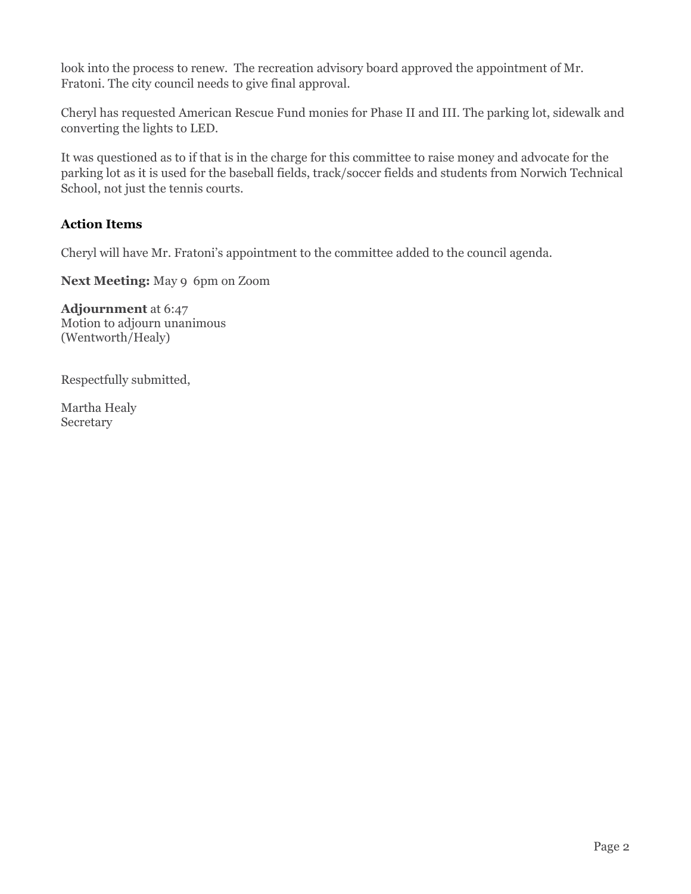look into the process to renew. The recreation advisory board approved the appointment of Mr. Fratoni. The city council needs to give final approval.

Cheryl has requested American Rescue Fund monies for Phase II and III. The parking lot, sidewalk and converting the lights to LED.

It was questioned as to if that is in the charge for this committee to raise money and advocate for the parking lot as it is used for the baseball fields, track/soccer fields and students from Norwich Technical School, not just the tennis courts.

**Action Items**

Cheryl will have Mr. Fratoni's appointment to the committee added to the council agenda.

**Next Meeting:** May 9 6pm on Zoom

**Adjournment** at 6:47
Motion to adjourn unanimous
(Wentworth/Healy)

Respectfully submitted,

Martha Healy
Secretary